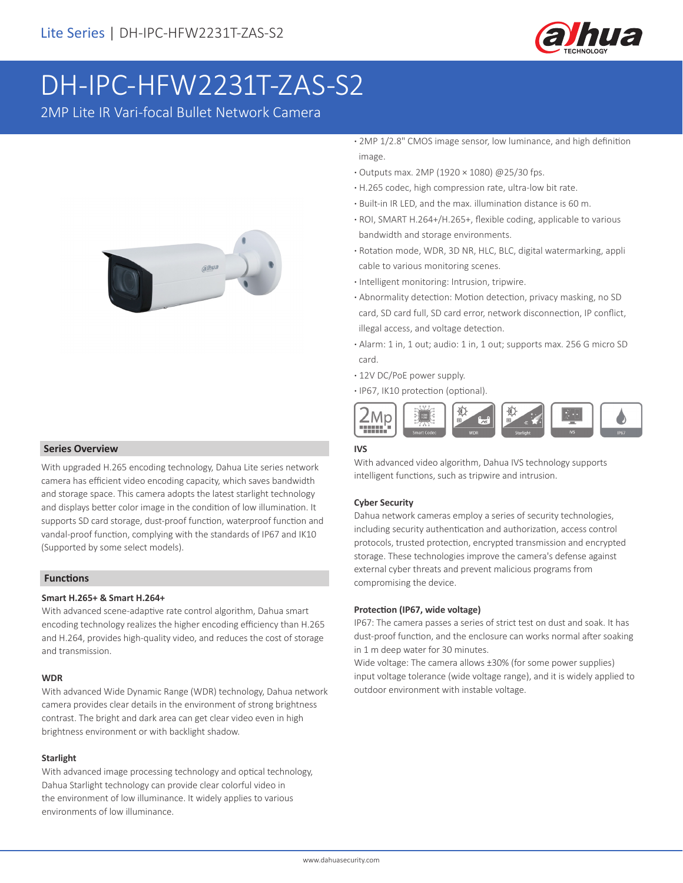Lite Series | DH-IPC-HFW2231T-ZAS-S2

# DH-IPC-HFW2231T-ZAS-S2

2MP Lite IR Vari-focal Bullet Network Camera

- 2MP 1/2.8" CMOS image sensor, low luminance, and high definition image.
- Outputs max. 2MP (1920 × 1080) @25/30 fps.
- H.265 codec, high compression rate, ultra-low bit rate.
- Built-in IR LED, and the max. illumination distance is 60 m.
- ROI, SMART H.264+/H.265+, flexible coding, applicable to various bandwidth and storage environments.
- Rotation mode, WDR, 3D NR, HLC, BLC, digital watermarking, appli cable to various monitoring scenes.
- Intelligent monitoring: Intrusion, tripwire.
- Abnormality detection: Motion detection, privacy masking, no SD card, SD card full, SD card error, network disconnection, IP conflict, illegal access, and voltage detection.
- Alarm: 1 in, 1 out; audio: 1 in, 1 out; supports max. 256 G micro SD card.
- 12V DC/PoE power supply.
- IP67, IK10 protection (optional).

## Series Overview

With upgraded H.265 encoding technology, Dahua Lite series network camera has efficient video encoding capacity, which saves bandwidth and storage space. This camera adopts the latest starlight technology and displays better color image in the condition of low illumination. It supports SD card storage, dust-proof function, waterproof function and vandal-proof function, complying with the standards of IP67 and IK10 (Supported by some select models).

## Functions

### Smart H.265+ & Smart H.264+

With advanced scene-adaptive rate control algorithm, Dahua smart encoding technology realizes the higher encoding efficiency than H.265 and H.264, provides high-quality video, and reduces the cost of storage and transmission.

### WDR

With advanced Wide Dynamic Range (WDR) technology, Dahua network camera provides clear details in the environment of strong brightness contrast. The bright and dark area can get clear video even in high brightness environment or with backlight shadow.

### Starlight

With advanced image processing technology and optical technology, Dahua Starlight technology can provide clear colorful video in the environment of low illuminance. It widely applies to various environments of low illuminance.

### IVS

With advanced video algorithm, Dahua IVS technology supports intelligent functions, such as tripwire and intrusion.

### Cyber Security

Dahua network cameras employ a series of security technologies, including security authentication and authorization, access control protocols, trusted protection, encrypted transmission and encrypted storage. These technologies improve the camera's defense against external cyber threats and prevent malicious programs from compromising the device.

### Protection (IP67, wide voltage)

IP67: The camera passes a series of strict test on dust and soak. It has dust-proof function, and the enclosure can works normal after soaking in 1 m deep water for 30 minutes.
Wide voltage: The camera allows ±30% (for some power supplies) input voltage tolerance (wide voltage range), and it is widely applied to outdoor environment with instable voltage.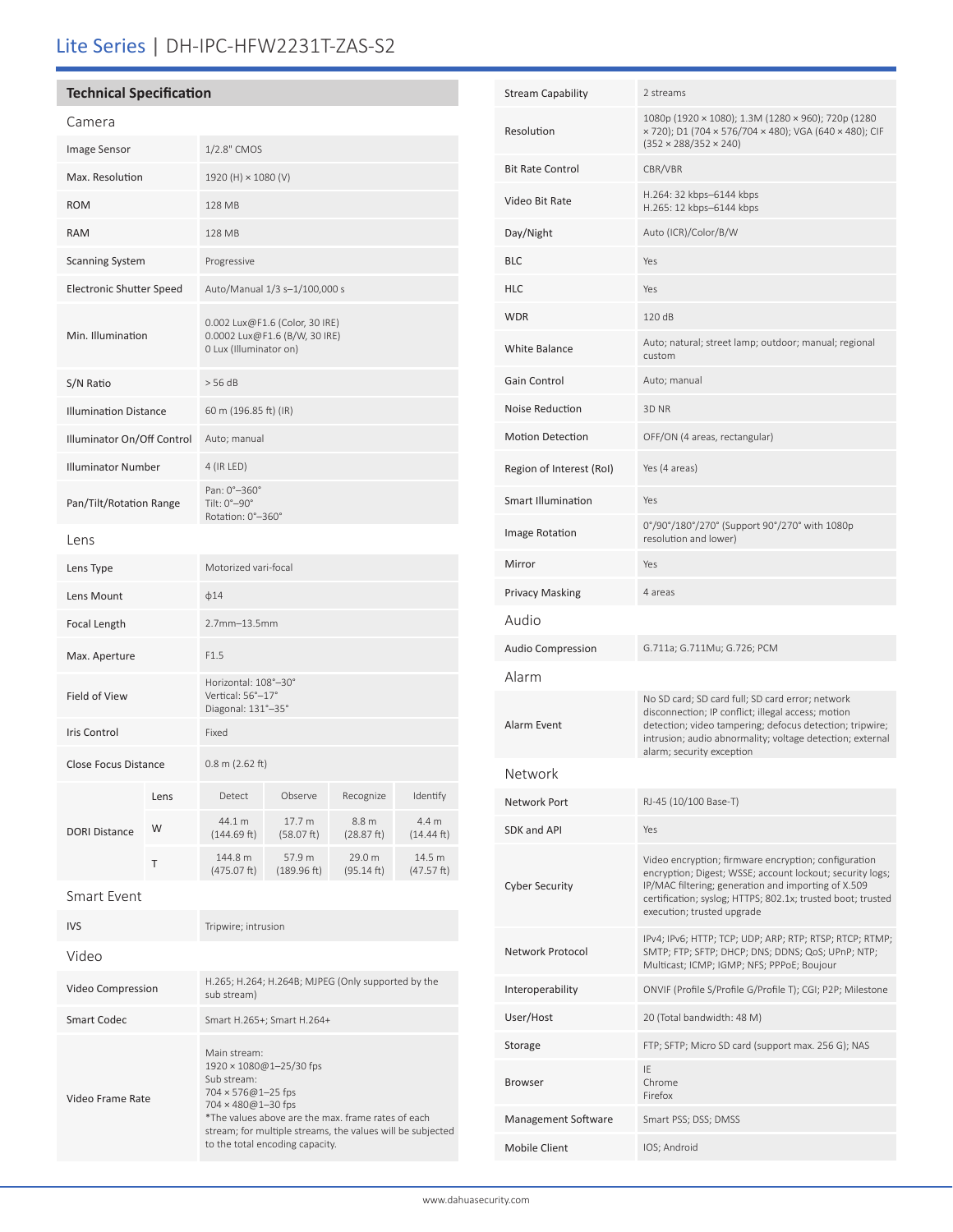# Lite Series | DH-IPC-HFW2231T-ZAS-S2

## Technical Specification

### Camera

| | |
|---|---|
| Image Sensor | 1/2.8" CMOS |
| Max. Resolution | 1920 (H) × 1080 (V) |
| ROM | 128 MB |
| RAM | 128 MB |
| Scanning System | Progressive |
| Electronic Shutter Speed | Auto/Manual 1/3 s–1/100,000 s |
| Min. Illumination | 0.002 Lux@F1.6 (Color, 30 IRE)<br>0.0002 Lux@F1.6 (B/W, 30 IRE)<br>0 Lux (Illuminator on) |
| S/N Ratio | > 56 dB |
| Illumination Distance | 60 m (196.85 ft) (IR) |
| Illuminator On/Off Control | Auto; manual |
| Illuminator Number | 4 (IR LED) |
| Pan/Tilt/Rotation Range | Pan: 0°–360°<br>Tilt: 0°–90°<br>Rotation: 0°–360° |

### Lens

| | |
|---|---|
| Lens Type | Motorized vari-focal |
| Lens Mount | ф14 |
| Focal Length | 2.7mm–13.5mm |
| Max. Aperture | F1.5 |
| Field of View | Horizontal: 108°–30°<br>Vertical: 56°–17°<br>Diagonal: 131°–35° |
| Iris Control | Fixed |
| Close Focus Distance | 0.8 m (2.62 ft) |

| DORI Distance | Lens | Detect | Observe | Recognize | Identify |
|---|---|---|---|---|---|
| | W | 44.1 m (144.69 ft) | 17.7 m (58.07 ft) | 8.8 m (28.87 ft) | 4.4 m (14.44 ft) |
| | T | 144.8 m (475.07 ft) | 57.9 m (189.96 ft) | 29.0 m (95.14 ft) | 14.5 m (47.57 ft) |

### Smart Event

| | |
|---|---|
| IVS | Tripwire; intrusion |

### Video

| | |
|---|---|
| Video Compression | H.265; H.264; H.264B; MJPEG (Only supported by the sub stream) |
| Smart Codec | Smart H.265+; Smart H.264+ |
| Video Frame Rate | Main stream:<br>1920 × 1080@1–25/30 fps<br>Sub stream:<br>704 × 576@1–25 fps<br>704 × 480@1–30 fps<br>*The values above are the max. frame rates of each stream; for multiple streams, the values will be subjected to the total encoding capacity. |
| Stream Capability | 2 streams |
| Resolution | 1080p (1920 × 1080); 1.3M (1280 × 960); 720p (1280 × 720); D1 (704 × 576/704 × 480); VGA (640 × 480); CIF (352 × 288/352 × 240) |
| Bit Rate Control | CBR/VBR |
| Video Bit Rate | H.264: 32 kbps–6144 kbps<br>H.265: 12 kbps–6144 kbps |
| Day/Night | Auto (ICR)/Color/B/W |
| BLC | Yes |
| HLC | Yes |
| WDR | 120 dB |
| White Balance | Auto; natural; street lamp; outdoor; manual; regional custom |
| Gain Control | Auto; manual |
| Noise Reduction | 3D NR |
| Motion Detection | OFF/ON (4 areas, rectangular) |
| Region of Interest (RoI) | Yes (4 areas) |
| Smart Illumination | Yes |
| Image Rotation | 0°/90°/180°/270° (Support 90°/270° with 1080p resolution and lower) |
| Mirror | Yes |
| Privacy Masking | 4 areas |

### Audio

| | |
|---|---|
| Audio Compression | G.711a; G.711Mu; G.726; PCM |

### Alarm

| | |
|---|---|
| Alarm Event | No SD card; SD card full; SD card error; network disconnection; IP conflict; illegal access; motion detection; video tampering; defocus detection; tripwire; intrusion; audio abnormality; voltage detection; external alarm; security exception |

### Network

| | |
|---|---|
| Network Port | RJ-45 (10/100 Base-T) |
| SDK and API | Yes |
| Cyber Security | Video encryption; firmware encryption; configuration encryption; Digest; WSSE; account lockout; security logs; IP/MAC filtering; generation and importing of X.509 certification; syslog; HTTPS; 802.1x; trusted boot; trusted execution; trusted upgrade |
| Network Protocol | IPv4; IPv6; HTTP; TCP; UDP; ARP; RTP; RTSP; RTCP; RTMP; SMTP; FTP; SFTP; DHCP; DNS; DDNS; QoS; UPnP; NTP; Multicast; ICMP; IGMP; NFS; PPPoE; Boujour |
| Interoperability | ONVIF (Profile S/Profile G/Profile T); CGI; P2P; Milestone |
| User/Host | 20 (Total bandwidth: 48 M) |
| Storage | FTP; SFTP; Micro SD card (support max. 256 G); NAS |
| Browser | IE<br>Chrome<br>Firefox |
| Management Software | Smart PSS; DSS; DMSS |
| Mobile Client | IOS; Android |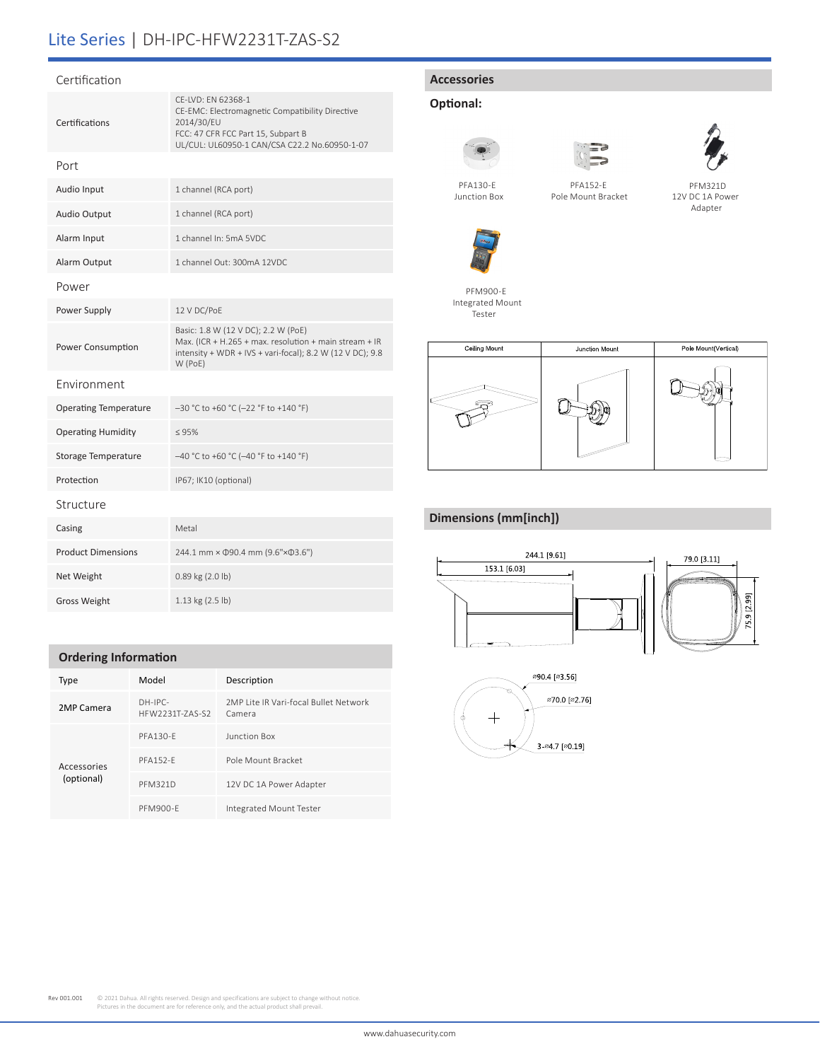## Certification

| | |
|---|---|
| Certifications | CE-LVD: EN 62368-1<br>CE-EMC: Electromagnetic Compatibility Directive 2014/30/EU<br>FCC: 47 CFR FCC Part 15, Subpart B<br>UL/CUL: UL60950-1 CAN/CSA C22.2 No.60950-1-07 |

## Port

| | |
|---|---|
| Audio Input | 1 channel (RCA port) |
| Audio Output | 1 channel (RCA port) |
| Alarm Input | 1 channel In: 5mA 5VDC |
| Alarm Output | 1 channel Out: 300mA 12VDC |

## Power

| | |
|---|---|
| Power Supply | 12 V DC/PoE |
| Power Consumption | Basic: 1.8 W (12 V DC); 2.2 W (PoE)<br>Max. (ICR + H.265 + max. resolution + main stream + IR intensity + WDR + IVS + vari-focal); 8.2 W (12 V DC); 9.8 W (PoE) |

## Environment

| | |
|---|---|
| Operating Temperature | –30 °C to +60 °C (–22 °F to +140 °F) |
| Operating Humidity | ≤ 95% |
| Storage Temperature | –40 °C to +60 °C (–40 °F to +140 °F) |
| Protection | IP67; IK10 (optional) |

## Structure

| | |
|---|---|
| Casing | Metal |
| Product Dimensions | 244.1 mm × Φ90.4 mm (9.6"×Φ3.6") |
| Net Weight | 0.89 kg (2.0 lb) |
| Gross Weight | 1.13 kg (2.5 lb) |

## Ordering Information

| Type | Model | Description |
|---|---|---|
| 2MP Camera | DH-IPC-HFW2231T-ZAS-S2 | 2MP Lite IR Vari-focal Bullet Network Camera |
| Accessories (optional) | PFA130-E | Junction Box |
| | PFA152-E | Pole Mount Bracket |
| | PFM321D | 12V DC 1A Power Adapter |
| | PFM900-E | Integrated Mount Tester |

## Accessories

### Optional:

PFA130-E
Junction Box

PFA152-E
Pole Mount Bracket

PFM321D
12V DC 1A Power Adapter

PFM900-E
Integrated Mount Tester

Ceiling Mount

Junction Mount

Pole Mount(Vertical)

## Dimensions (mm[inch])

244.1 [9.61]
153.1 [6.03]
79.0 [3.11]
75.9 [2.99]
⌀90.4 [⌀3.56]
⌀70.0 [⌀2.76]
3-⌀4.7 [⌀0.19]

Rev 001.001 © 2021 Dahua. All rights reserved. Design and specifications are subject to change without notice.
Pictures in the document are for reference only, and the actual product shall prevail.

www.dahuasecurity.com